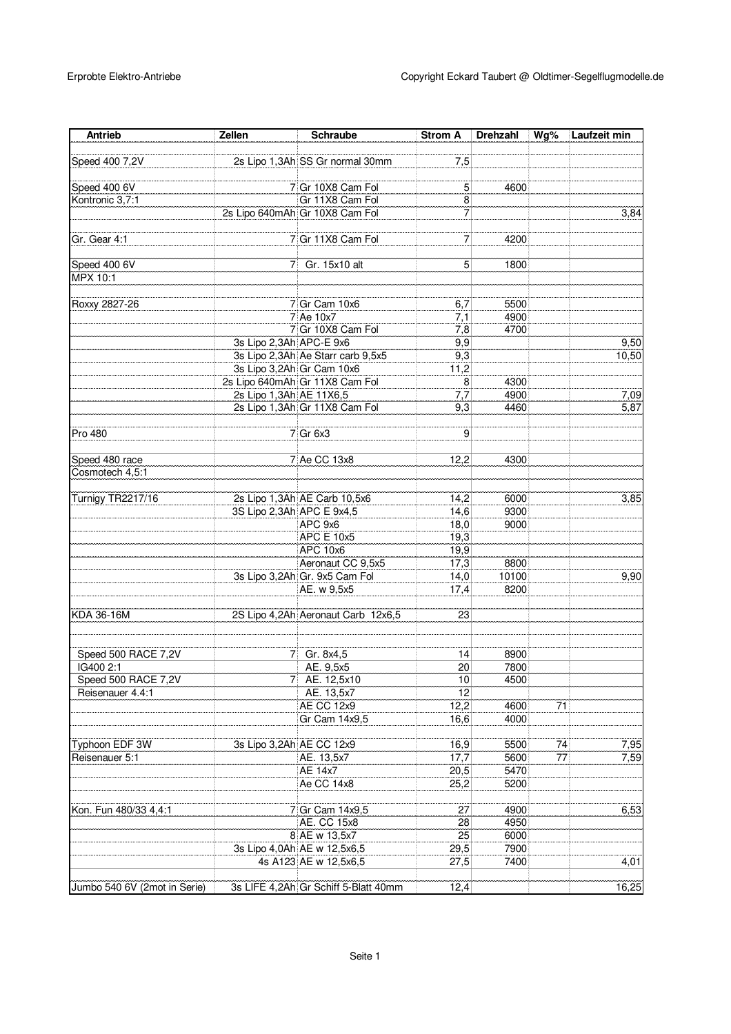| Antrieb | Zellen | Schraube | Strom A | Drehzahl | Wg% | Laufzeit min |
|---|---|---|---|---|---|---|
| Speed 400 7,2V | 2s Lipo 1,3Ah | SS Gr normal 30mm | 7,5 | | | |
| Speed 400 6V | 7 | Gr 10X8 Cam Fol | 5 | 4600 | | |
| Kontronic 3,7:1 | | Gr 11X8 Cam Fol | 8 | | | |
| | 2s Lipo 640mAh | Gr 10X8 Cam Fol | 7 | | | 3,84 |
| Gr. Gear 4:1 | 7 | Gr 11X8 Cam Fol | 7 | 4200 | | |
| Speed 400 6V | 7 | Gr. 15x10 alt | 5 | 1800 | | |
| MPX 10:1 | | | | | | |
| Roxxy 2827-26 | 7 | Gr Cam 10x6 | 6,7 | 5500 | | |
| | 7 | Ae 10x7 | 7,1 | 4900 | | |
| | 7 | Gr 10X8 Cam Fol | 7,8 | 4700 | | |
| | 3s Lipo 2,3Ah | APC-E 9x6 | 9,9 | | | 9,50 |
| | 3s Lipo 2,3Ah | Ae Starr carb 9,5x5 | 9,3 | | | 10,50 |
| | 3s Lipo 3,2Ah | Gr Cam 10x6 | 11,2 | | | |
| | 2s Lipo 640mAh | Gr 11X8 Cam Fol | 8 | 4300 | | |
| | 2s Lipo 1,3Ah | AE 11X6,5 | 7,7 | 4900 | | 7,09 |
| | 2s Lipo 1,3Ah | Gr 11X8 Cam Fol | 9,3 | 4460 | | 5,87 |
| Pro 480 | 7 | Gr 6x3 | 9 | | | |
| Speed 480 race | 7 | Ae CC 13x8 | 12,2 | 4300 | | |
| Cosmotech 4,5:1 | | | | | | |
| Turnigy TR2217/16 | 2s Lipo 1,3Ah | AE Carb 10,5x6 | 14,2 | 6000 | | 3,85 |
| | 3S Lipo 2,3Ah | APC E 9x4,5 | 14,6 | 9300 | | |
| | | APC 9x6 | 18,0 | 9000 | | |
| | | APC E 10x5 | 19,3 | | | |
| | | APC 10x6 | 19,9 | | | |
| | | Aeronaut CC 9,5x5 | 17,3 | 8800 | | |
| | 3s Lipo 3,2Ah | Gr. 9x5 Cam Fol | 14,0 | 10100 | | 9,90 |
| | | AE. w 9,5x5 | 17,4 | 8200 | | |
| KDA 36-16M | 2S Lipo 4,2Ah | Aeronaut Carb 12x6,5 | 23 | | | |
| Speed 500 RACE 7,2V | 7 | Gr. 8x4,5 | 14 | 8900 | | |
| IG400 2:1 | | AE. 9,5x5 | 20 | 7800 | | |
| Speed 500 RACE 7,2V | 7 | AE. 12,5x10 | 10 | 4500 | | |
| Reisenauer 4.4:1 | | AE. 13,5x7 | 12 | | | |
| | | AE CC 12x9 | 12,2 | 4600 | 71 | |
| | | Gr Cam 14x9,5 | 16,6 | 4000 | | |
| Typhoon EDF 3W | 3s Lipo 3,2Ah | AE CC 12x9 | 16,9 | 5500 | 74 | 7,95 |
| Reisenauer 5:1 | | AE. 13,5x7 | 17,7 | 5600 | 77 | 7,59 |
| | | AE 14x7 | 20,5 | 5470 | | |
| | | Ae CC 14x8 | 25,2 | 5200 | | |
| Kon. Fun 480/33 4,4:1 | 7 | Gr Cam 14x9,5 | 27 | 4900 | | 6,53 |
| | | AE. CC 15x8 | 28 | 4950 | | |
| | 8 | AE w 13,5x7 | 25 | 6000 | | |
| | 3s Lipo 4,0Ah | AE w 12,5x6,5 | 29,5 | 7900 | | |
| | 4s A123 | AE w 12,5x6,5 | 27,5 | 7400 | | 4,01 |
| Jumbo 540 6V (2mot in Serie) | 3s LIFE 4,2Ah | Gr Schiff 5-Blatt 40mm | 12,4 | | | 16,25 |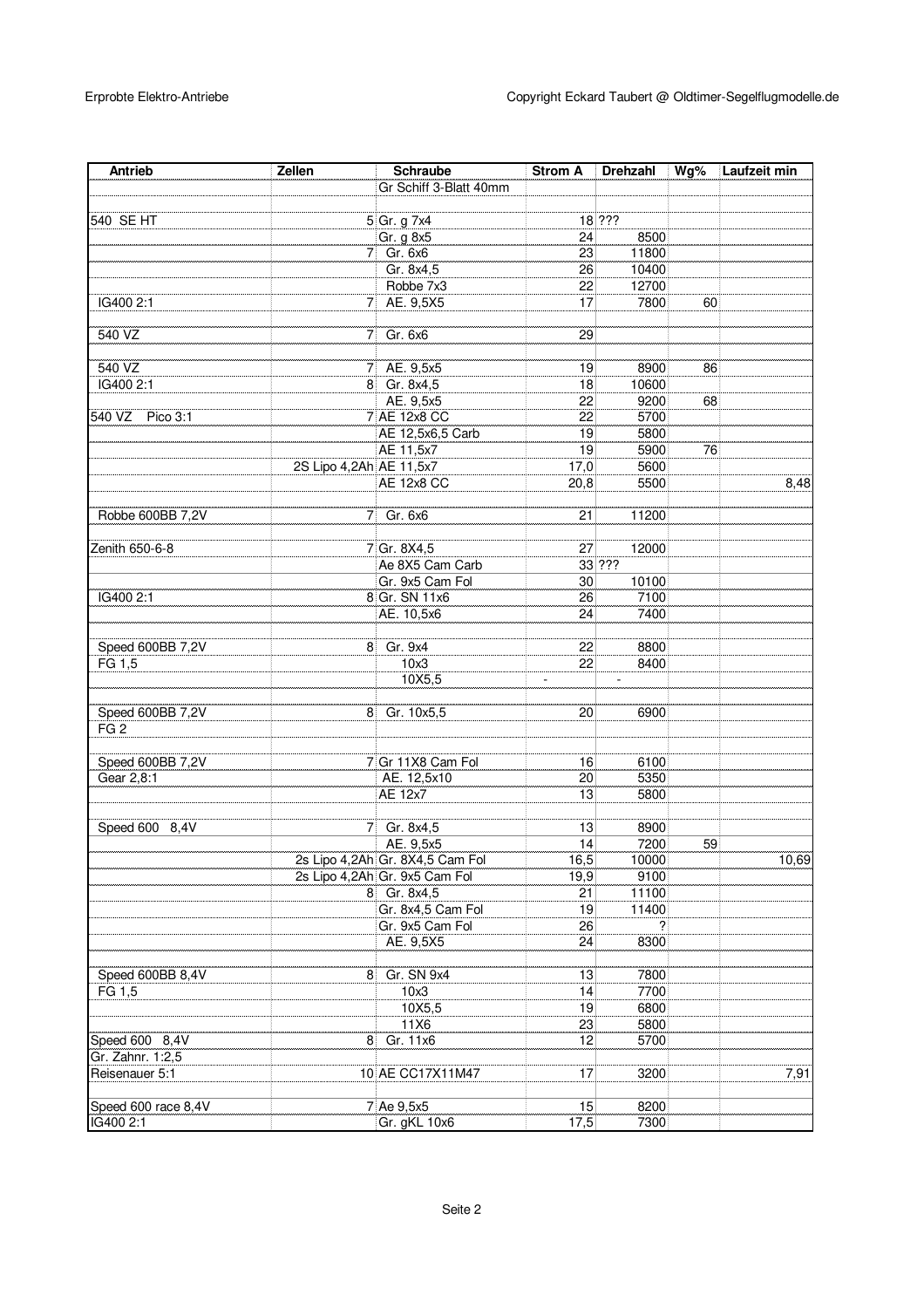| Antrieb | Zellen | Schraube | Strom A | Drehzahl | Wg% | Laufzeit min |
|---|---|---|---|---|---|---|
| | | Gr Schiff 3-Blatt 40mm | | | | |
| | | | | | | |
| 540 SE HT | 5 | Gr. g 7x4 | 18 | ??? | | |
| | | Gr. g 8x5 | 24 | 8500 | | |
| | 7 | Gr. 6x6 | 23 | 11800 | | |
| | | Gr. 8x4,5 | 26 | 10400 | | |
| | | Robbe 7x3 | 22 | 12700 | | |
| IG400 2:1 | 7 | AE. 9,5X5 | 17 | 7800 | 60 | |
| | | | | | | |
| 540 VZ | 7 | Gr. 6x6 | 29 | | | |
| | | | | | | |
| 540 VZ | 7 | AE. 9,5x5 | 19 | 8900 | 86 | |
| IG400 2:1 | 8 | Gr. 8x4,5 | 18 | 10600 | | |
| | | AE. 9,5x5 | 22 | 9200 | 68 | |
| 540 VZ Pico 3:1 | 7 | AE 12x8 CC | 22 | 5700 | | |
| | | AE 12,5x6,5 Carb | 19 | 5800 | | |
| | | AE 11,5x7 | 19 | 5900 | 76 | |
| | 2S Lipo 4,2Ah | AE 11,5x7 | 17,0 | 5600 | | |
| | | AE 12x8 CC | 20,8 | 5500 | | 8,48 |
| | | | | | | |
| Robbe 600BB 7,2V | 7 | Gr. 6x6 | 21 | 11200 | | |
| | | | | | | |
| Zenith 650-6-8 | 7 | Gr. 8X4,5 | 27 | 12000 | | |
| | | Ae 8X5 Cam Carb | 33 | ??? | | |
| | | Gr. 9x5 Cam Fol | 30 | 10100 | | |
| IG400 2:1 | 8 | Gr. SN 11x6 | 26 | 7100 | | |
| | | AE. 10,5x6 | 24 | 7400 | | |
| | | | | | | |
| Speed 600BB 7,2V | 8 | Gr. 9x4 | 22 | 8800 | | |
| FG 1,5 | | 10x3 | 22 | 8400 | | |
| | | 10X5,5 | - | - | | |
| | | | | | | |
| Speed 600BB 7,2V | 8 | Gr. 10x5,5 | 20 | 6900 | | |
| FG 2 | | | | | | |
| | | | | | | |
| Speed 600BB 7,2V | 7 | Gr 11X8 Cam Fol | 16 | 6100 | | |
| Gear 2,8:1 | | AE. 12,5x10 | 20 | 5350 | | |
| | | AE 12x7 | 13 | 5800 | | |
| | | | | | | |
| Speed 600 8,4V | 7 | Gr. 8x4,5 | 13 | 8900 | | |
| | | AE. 9,5x5 | 14 | 7200 | 59 | |
| | 2s Lipo 4,2Ah | Gr. 8X4,5 Cam Fol | 16,5 | 10000 | | 10,69 |
| | 2s Lipo 4,2Ah | Gr. 9x5 Cam Fol | 19,9 | 9100 | | |
| | 8 | Gr. 8x4,5 | 21 | 11100 | | |
| | | Gr. 8x4,5 Cam Fol | 19 | 11400 | | |
| | | Gr. 9x5 Cam Fol | 26 | ? | | |
| | | AE. 9,5X5 | 24 | 8300 | | |
| | | | | | | |
| Speed 600BB 8,4V | 8 | Gr. SN 9x4 | 13 | 7800 | | |
| FG 1,5 | | 10x3 | 14 | 7700 | | |
| | | 10X5,5 | 19 | 6800 | | |
| | | 11X6 | 23 | 5800 | | |
| Speed 600 8,4V | 8 | Gr. 11x6 | 12 | 5700 | | |
| Gr. Zahnr. 1:2,5 | | | | | | |
| Reisenauer 5:1 | 10 | AE CC17X11M47 | 17 | 3200 | | 7,91 |
| | | | | | | |
| Speed 600 race 8,4V | 7 | Ae 9,5x5 | 15 | 8200 | | |
| IG400 2:1 | | Gr. gKL 10x6 | 17,5 | 7300 | | |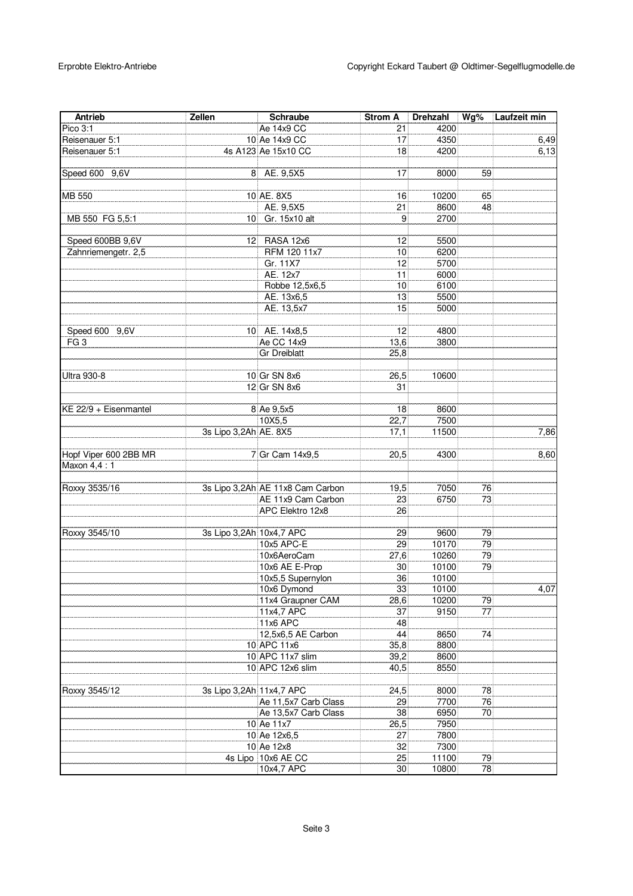| Antrieb | Zellen | Schraube | Strom A | Drehzahl | Wg% | Laufzeit min |
|---|---|---|---|---|---|---|
| Pico 3:1 | | Ae 14x9 CC | 21 | 4200 | | |
| Reisenauer 5:1 | 10 | Ae 14x9 CC | 17 | 4350 | | 6,49 |
| Reisenauer 5:1 | 4s A123 | Ae 15x10 CC | 18 | 4200 | | 6,13 |
| | | | | | | |
| Speed 600 9,6V | 8 | AE. 9,5X5 | 17 | 8000 | 59 | |
| | | | | | | |
| MB 550 | 10 | AE. 8X5 | 16 | 10200 | 65 | |
| | | AE. 9,5X5 | 21 | 8600 | 48 | |
| MB 550 FG 5,5:1 | 10 | Gr. 15x10 alt | 9 | 2700 | | |
| | | | | | | |
| Speed 600BB 9,6V | 12 | RASA 12x6 | 12 | 5500 | | |
| Zahnriemengetr. 2,5 | | RFM 120 11x7 | 10 | 6200 | | |
| | | Gr. 11X7 | 12 | 5700 | | |
| | | AE. 12x7 | 11 | 6000 | | |
| | | Robbe 12,5x6,5 | 10 | 6100 | | |
| | | AE. 13x6,5 | 13 | 5500 | | |
| | | AE. 13,5x7 | 15 | 5000 | | |
| | | | | | | |
| Speed 600 9,6V | 10 | AE. 14x8,5 | 12 | 4800 | | |
| FG 3 | | Ae CC 14x9 | 13,6 | 3800 | | |
| | | Gr Dreiblatt | 25,8 | | | |
| | | | | | | |
| Ultra 930-8 | 10 | Gr SN 8x6 | 26,5 | 10600 | | |
| | 12 | Gr SN 8x6 | 31 | | | |
| | | | | | | |
| KE 22/9 + Eisenmantel | 8 | Ae 9,5x5 | 18 | 8600 | | |
| | | 10X5,5 | 22,7 | 7500 | | |
| | 3s Lipo 3,2Ah | AE. 8X5 | 17,1 | 11500 | | 7,86 |
| | | | | | | |
| Hopf Viper 600 2BB MR | 7 | Gr Cam 14x9,5 | 20,5 | 4300 | | 8,60 |
| Maxon 4,4 : 1 | | | | | | |
| | | | | | | |
| Roxxy 3535/16 | 3s Lipo 3,2Ah | AE 11x8 Cam Carbon | 19,5 | 7050 | 76 | |
| | | AE 11x9 Cam Carbon | 23 | 6750 | 73 | |
| | | APC Elektro 12x8 | 26 | | | |
| | | | | | | |
| Roxxy 3545/10 | 3s Lipo 3,2Ah | 10x4,7 APC | 29 | 9600 | 79 | |
| | | 10x5 APC-E | 29 | 10170 | 79 | |
| | | 10x6AeroCam | 27,6 | 10260 | 79 | |
| | | 10x6 AE E-Prop | 30 | 10100 | 79 | |
| | | 10x5,5 Supernylon | 36 | 10100 | | |
| | | 10x6 Dymond | 33 | 10100 | | 4,07 |
| | | 11x4 Graupner CAM | 28,6 | 10200 | 79 | |
| | | 11x4,7 APC | 37 | 9150 | 77 | |
| | | 11x6 APC | 48 | | | |
| | | 12,5x6,5 AE Carbon | 44 | 8650 | 74 | |
| | 10 | APC 11x6 | 35,8 | 8800 | | |
| | 10 | APC 11x7 slim | 39,2 | 8600 | | |
| | 10 | APC 12x6 slim | 40,5 | 8550 | | |
| | | | | | | |
| Roxxy 3545/12 | 3s Lipo 3,2Ah | 11x4,7 APC | 24,5 | 8000 | 78 | |
| | | Ae 11,5x7 Carb Class | 29 | 7700 | 76 | |
| | | Ae 13,5x7 Carb Class | 38 | 6950 | 70 | |
| | 10 | Ae 11x7 | 26,5 | 7950 | | |
| | 10 | Ae 12x6,5 | 27 | 7800 | | |
| | 10 | Ae 12x8 | 32 | 7300 | | |
| | 4s Lipo | 10x6 AE CC | 25 | 11100 | 79 | |
| | | 10x4,7 APC | 30 | 10800 | 78 | |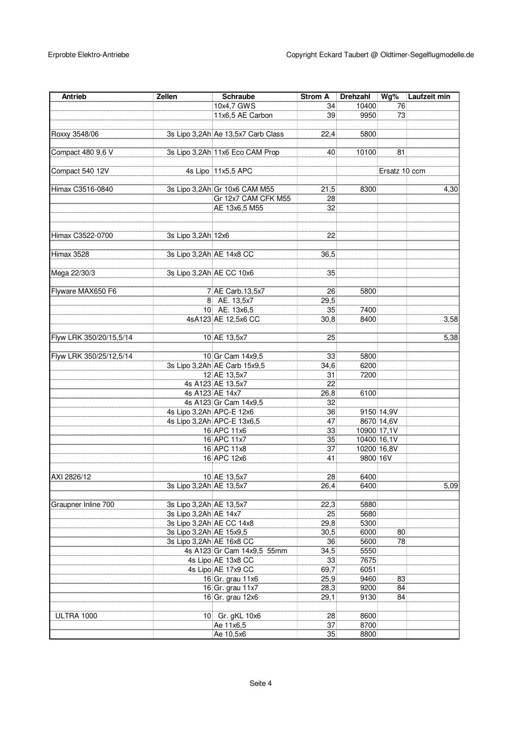| Antrieb | Zellen | Schraube | Strom A | Drehzahl | Wg% | Laufzeit min |
|---|---|---|---|---|---|---|
| | | 10x4,7 GWS | 34 | 10400 | 76 | |
| | | 11x6,5 AE Carbon | 39 | 9950 | 73 | |
| Roxxy 3548/06 | 3s Lipo 3,2Ah | Ae 13,5x7 Carb Class | 22,4 | 5800 | | |
| Compact 480 9,6 V | 3s Lipo 3,2Ah | 11x6 Eco CAM Prop | 40 | 10100 | 81 | |
| Compact 540 12V | 4s Lipo | 11x5,5 APC | | | Ersatz 10 ccm | |
| Himax C3516-0840 | 3s Lipo 3,2Ah | Gr 10x6 CAM M55 | 21,5 | 8300 | | 4,30 |
| | | Gr 12x7 CAM CFK M55 | 28 | | | |
| | | AE 13x6,5 M55 | 32 | | | |
| Himax C3522-0700 | 3s Lipo 3,2Ah | 12x6 | 22 | | | |
| Himax 3528 | 3s Lipo 3,2Ah | AE 14x8 CC | 36,5 | | | |
| Mega 22/30/3 | 3s Lipo 3,2Ah | AE CC 10x6 | 35 | | | |
| Flyware MAX650 F6 | 7 | AE Carb.13,5x7 | 26 | 5800 | | |
| | 8 | AE. 13,5x7 | 29,5 | | | |
| | 10 | AE. 13x6,5 | 35 | 7400 | | |
| | 4sA123 | AE 12,5x6 CC | 30,8 | 8400 | | 3,58 |
| Flyw LRK 350/20/15,5/14 | 10 | AE 13,5x7 | 25 | | | 5,38 |
| Flyw LRK 350/25/12,5/14 | 10 | Gr Cam 14x9,5 | 33 | 5800 | | |
| | 3s Lipo 3,2Ah | AE Carb 15x9,5 | 34,6 | 6200 | | |
| | 12 | AE 13,5x7 | 31 | 7200 | | |
| | 4s A123 | AE 13,5x7 | 22 | | | |
| | 4s A123 | AE 14x7 | 26,8 | 6100 | | |
| | 4s A123 | Gr Cam 14x9,5 | 32 | | | |
| | 4s Lipo 3,2Ah | APC-E 12x6 | 36 | 9150 | 14,9V | |
| | 4s Lipo 3,2Ah | APC-E 13x6,5 | 47 | 8670 | 14,6V | |
| | 16 | APC 11x6 | 33 | 10900 | 17,1V | |
| | 16 | APC 11x7 | 35 | 10400 | 16,1V | |
| | 16 | APC 11x8 | 37 | 10200 | 16,8V | |
| | 16 | APC 12x6 | 41 | 9800 | 16V | |
| AXI 2826/12 | 10 | AE 13,5x7 | 28 | 6400 | | |
| | 3s Lipo 3,2Ah | AE 13,5x7 | 26,4 | 6400 | | 5,09 |
| Graupner Inline 700 | 3s Lipo 3,2Ah | AE 13,5x7 | 22,3 | 5880 | | |
| | 3s Lipo 3,2Ah | AE 14x7 | 25 | 5680 | | |
| | 3s Lipo 3,2Ah | AE CC 14x8 | 29,8 | 5300 | | |
| | 3s Lipo 3,2Ah | AE 15x9,5 | 30,5 | 6000 | 80 | |
| | 3s Lipo 3,2Ah | AE 16x8 CC | 36 | 5600 | 78 | |
| | 4s A123 | Gr Cam 14x9,5 55mm | 34,5 | 5550 | | |
| | 4s Lipo | AE 13x8 CC | 33 | 7675 | | |
| | 4s Lipo | AE 17x9 CC | 69,7 | 6051 | | |
| | 16 | Gr. grau 11x6 | 25,9 | 9460 | 83 | |
| | 16 | Gr. grau 11x7 | 28,3 | 9200 | 84 | |
| | 16 | Gr. grau 12x6 | 29,1 | 9130 | 84 | |
| ULTRA 1000 | 10 | Gr. gKL 10x6 | 28 | 8600 | | |
| | | Ae 11x6,5 | 37 | 8700 | | |
| | | Ae 10,5x6 | 35 | 8800 | | |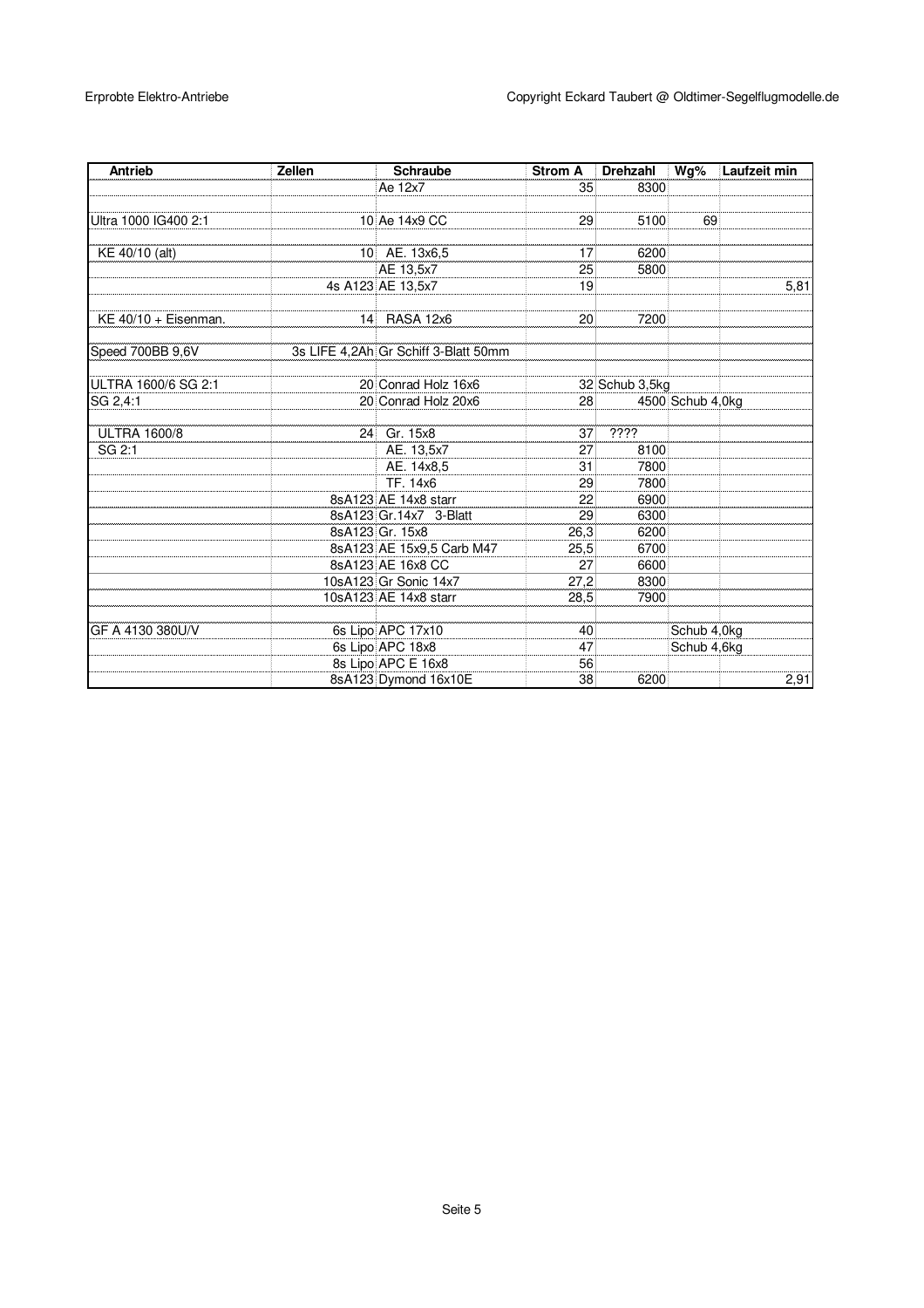| Antrieb | Zellen | Schraube | Strom A | Drehzahl | Wg% | Laufzeit min |
|---|---|---|---|---|---|---|
| | | Ae 12x7 | 35 | 8300 | | |
| Ultra 1000 IG400 2:1 | 10 | Ae 14x9 CC | 29 | 5100 | 69 | |
| KE 40/10 (alt) | 10 | AE. 13x6,5 | 17 | 6200 | | |
| | | AE 13,5x7 | 25 | 5800 | | |
| | 4s A123 | AE 13,5x7 | 19 | | | 5,81 |
| KE 40/10 + Eisenman. | 14 | RASA 12x6 | 20 | 7200 | | |
| Speed 700BB 9,6V | 3s LIFE 4,2Ah | Gr Schiff 3-Blatt 50mm | | | | |
| ULTRA 1600/6 SG 2:1 | 20 | Conrad Holz 16x6 | 32 | Schub 3,5kg | | |
| SG 2,4:1 | 20 | Conrad Holz 20x6 | 28 | 4500 | Schub 4,0kg | |
| ULTRA 1600/8 | 24 | Gr. 15x8 | 37 | ???? | | |
| SG 2:1 | | AE. 13,5x7 | 27 | 8100 | | |
| | | AE. 14x8,5 | 31 | 7800 | | |
| | | TF. 14x6 | 29 | 7800 | | |
| | 8sA123 | AE 14x8 starr | 22 | 6900 | | |
| | 8sA123 | Gr.14x7 3-Blatt | 29 | 6300 | | |
| | 8sA123 | Gr. 15x8 | 26,3 | 6200 | | |
| | 8sA123 | AE 15x9,5 Carb M47 | 25,5 | 6700 | | |
| | 8sA123 | AE 16x8 CC | 27 | 6600 | | |
| | 10sA123 | Gr Sonic 14x7 | 27,2 | 8300 | | |
| | 10sA123 | AE 14x8 starr | 28,5 | 7900 | | |
| GF A 4130 380U/V | 6s Lipo | APC 17x10 | 40 | | Schub 4,0kg | |
| | 6s Lipo | APC 18x8 | 47 | | Schub 4,6kg | |
| | 8s Lipo | APC E 16x8 | 56 | | | |
| | 8sA123 | Dymond 16x10E | 38 | 6200 | | 2,91 |